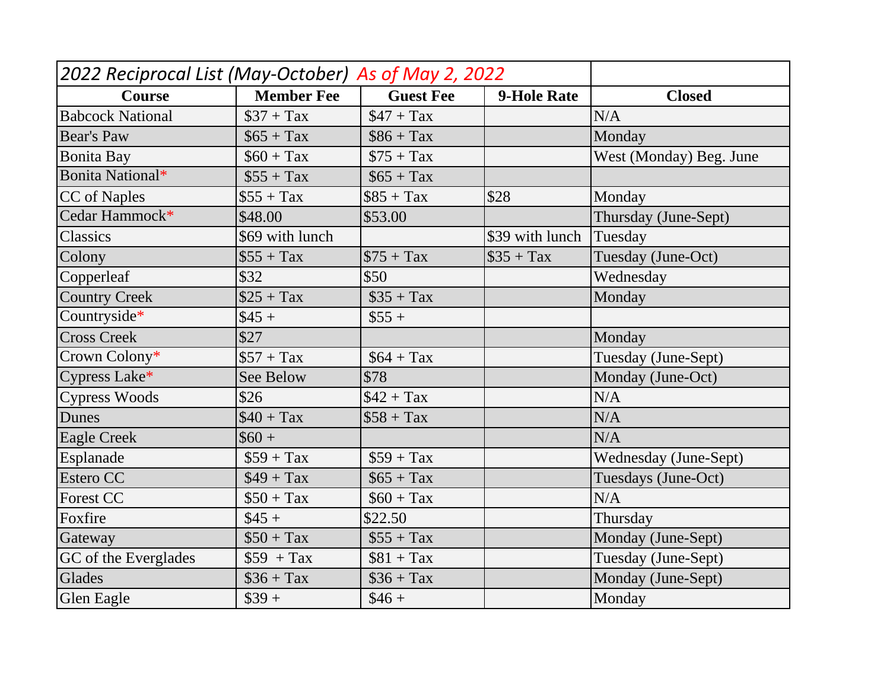*2022 Reciprocal List (May-October) As of May 2, 2022*

| Course | Member Fee | Guest Fee | 9-Hole Rate | Closed |
|---|---|---|---|---|
| Babcock National | $37 + Tax | $47 + Tax | | N/A |
| Bear's Paw | $65 + Tax | $86 + Tax | | Monday |
| Bonita Bay | $60 + Tax | $75 + Tax | | West (Monday) Beg. June |
| Bonita National* | $55 + Tax | $65 + Tax | | |
| CC of Naples | $55 + Tax | $85 + Tax | $28 | Monday |
| Cedar Hammock* | $48.00 | $53.00 | | Thursday (June-Sept) |
| Classics | $69 with lunch | | $39 with lunch | Tuesday |
| Colony | $55 + Tax | $75 + Tax | $35 + Tax | Tuesday (June-Oct) |
| Copperleaf | $32 | $50 | | Wednesday |
| Country Creek | $25 + Tax | $35 + Tax | | Monday |
| Countryside* | $45 + | $55 + | | |
| Cross Creek | $27 | | | Monday |
| Crown Colony* | $57 + Tax | $64 + Tax | | Tuesday (June-Sept) |
| Cypress Lake* | See Below | $78 | | Monday (June-Oct) |
| Cypress Woods | $26 | $42 + Tax | | N/A |
| Dunes | $40 + Tax | $58 + Tax | | N/A |
| Eagle Creek | $60 + | | | N/A |
| Esplanade | $59 + Tax | $59 + Tax | | Wednesday (June-Sept) |
| Estero CC | $49 + Tax | $65 + Tax | | Tuesdays (June-Oct) |
| Forest CC | $50 + Tax | $60 + Tax | | N/A |
| Foxfire | $45 + | $22.50 | | Thursday |
| Gateway | $50 + Tax | $55 + Tax | | Monday (June-Sept) |
| GC of the Everglades | $59 + Tax | $81 + Tax | | Tuesday (June-Sept) |
| Glades | $36 + Tax | $36 + Tax | | Monday (June-Sept) |
| Glen Eagle | $39 + | $46 + | | Monday |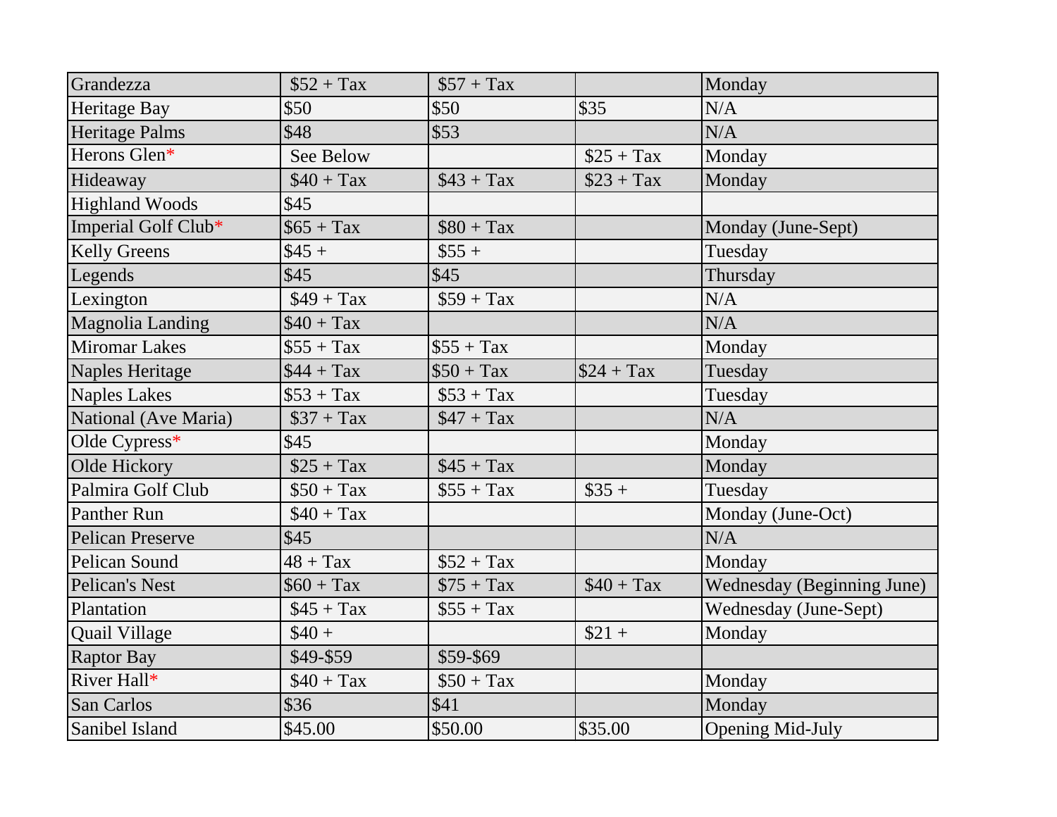| | | | | |
|---|---|---|---|---|
| Grandezza | $52 + Tax | $57 + Tax | | Monday |
| Heritage Bay | $50 | $50 | $35 | N/A |
| Heritage Palms | $48 | $53 | | N/A |
| Herons Glen* | See Below | | $25 + Tax | Monday |
| Hideaway | $40 + Tax | $43 + Tax | $23 + Tax | Monday |
| Highland Woods | $45 | | | |
| Imperial Golf Club* | $65 + Tax | $80 + Tax | | Monday (June-Sept) |
| Kelly Greens | $45 + | $55 + | | Tuesday |
| Legends | $45 | $45 | | Thursday |
| Lexington | $49 + Tax | $59 + Tax | | N/A |
| Magnolia Landing | $40 + Tax | | | N/A |
| Miromar Lakes | $55 + Tax | $55 + Tax | | Monday |
| Naples Heritage | $44 + Tax | $50 + Tax | $24 + Tax | Tuesday |
| Naples Lakes | $53 + Tax | $53 + Tax | | Tuesday |
| National (Ave Maria) | $37 + Tax | $47 + Tax | | N/A |
| Olde Cypress* | $45 | | | Monday |
| Olde Hickory | $25 + Tax | $45 + Tax | | Monday |
| Palmira Golf Club | $50 + Tax | $55 + Tax | $35 + | Tuesday |
| Panther Run | $40 + Tax | | | Monday (June-Oct) |
| Pelican Preserve | $45 | | | N/A |
| Pelican Sound | 48 + Tax | $52 + Tax | | Monday |
| Pelican's Nest | $60 + Tax | $75 + Tax | $40 + Tax | Wednesday (Beginning June) |
| Plantation | $45 + Tax | $55 + Tax | | Wednesday (June-Sept) |
| Quail Village | $40 + | | $21 + | Monday |
| Raptor Bay | $49-$59 | $59-$69 | | |
| River Hall* | $40 + Tax | $50 + Tax | | Monday |
| San Carlos | $36 | $41 | | Monday |
| Sanibel Island | $45.00 | $50.00 | $35.00 | Opening Mid-July |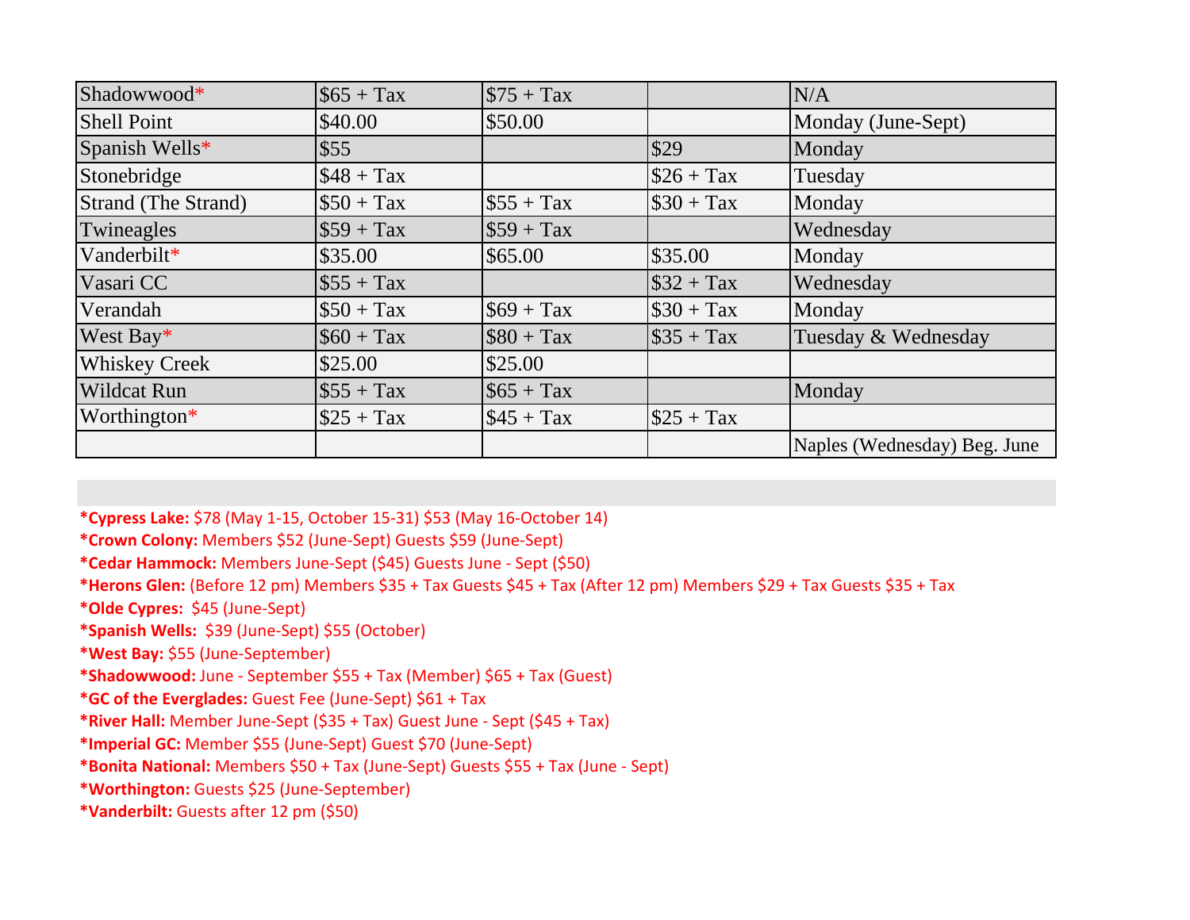| | | | | |
|---|---|---|---|---|
| Shadowwood* | $65 + Tax | $75 + Tax | | N/A |
| Shell Point | $40.00 | $50.00 | | Monday (June-Sept) |
| Spanish Wells* | $55 | | $29 | Monday |
| Stonebridge | $48 + Tax | | $26 + Tax | Tuesday |
| Strand (The Strand) | $50 + Tax | $55 + Tax | $30 + Tax | Monday |
| Twineagles | $59 + Tax | $59 + Tax | | Wednesday |
| Vanderbilt* | $35.00 | $65.00 | $35.00 | Monday |
| Vasari CC | $55 + Tax | | $32 + Tax | Wednesday |
| Verandah | $50 + Tax | $69 + Tax | $30 + Tax | Monday |
| West Bay* | $60 + Tax | $80 + Tax | $35 + Tax | Tuesday & Wednesday |
| Whiskey Creek | $25.00 | $25.00 | | |
| Wildcat Run | $55 + Tax | $65 + Tax | | Monday |
| Worthington* | $25 + Tax | $45 + Tax | $25 + Tax | |
| | | | | Naples (Wednesday) Beg. June |

**\*Cypress Lake:** $78 (May 1-15, October 15-31) $53 (May 16-October 14)

**\*Crown Colony:** Members $52 (June-Sept) Guests $59 (June-Sept)

**\*Cedar Hammock:** Members June-Sept ($45) Guests June - Sept ($50)

**\*Herons Glen:** (Before 12 pm) Members $35 + Tax Guests $45 + Tax (After 12 pm) Members $29 + Tax Guests $35 + Tax

**\*Olde Cypres:** $45 (June-Sept)

**\*Spanish Wells:** $39 (June-Sept) $55 (October)

**\*West Bay:** $55 (June-September)

**\*Shadowwood:** June - September $55 + Tax (Member) $65 + Tax (Guest)

**\*GC of the Everglades:** Guest Fee (June-Sept) $61 + Tax

**\*River Hall:** Member June-Sept ($35 + Tax) Guest June - Sept ($45 + Tax)

**\*Imperial GC:** Member $55 (June-Sept) Guest $70 (June-Sept)

**\*Bonita National:** Members $50 + Tax (June-Sept) Guests $55 + Tax (June - Sept)

**\*Worthington:** Guests $25 (June-September)

**\*Vanderbilt:** Guests after 12 pm ($50)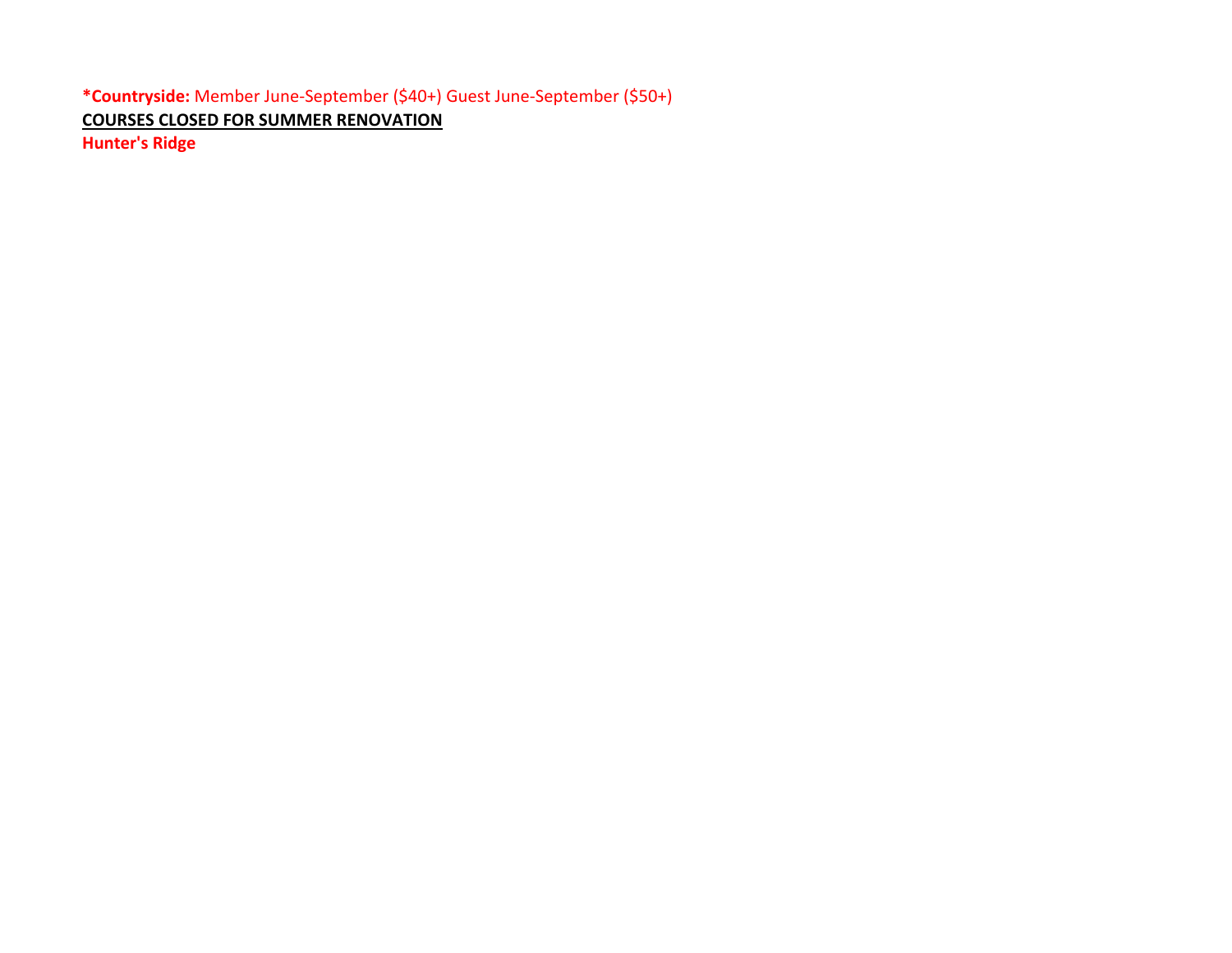**\*Countryside:** Member June-September ($40+) Guest June-September ($50+)

**COURSES CLOSED FOR SUMMER RENOVATION**

**Hunter's Ridge**